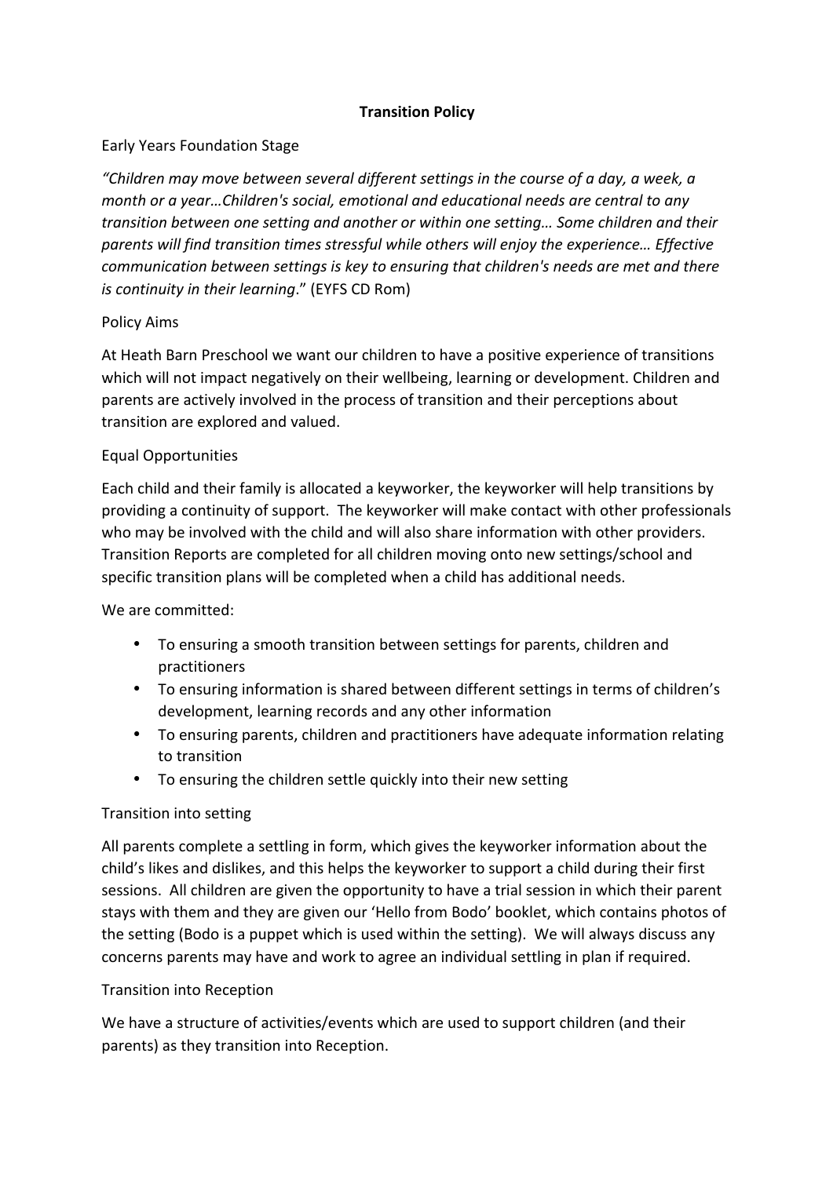# Transition Policy

## Early Years Foundation Stage

*"Children may move between several different settings in the course of a day, a week, a month or a year…Children's social, emotional and educational needs are central to any transition between one setting and another or within one setting… Some children and their parents will find transition times stressful while others will enjoy the experience… Effective communication between settings is key to ensuring that children's needs are met and there is continuity in their learning*." (EYFS CD Rom)

## Policy Aims

At Heath Barn Preschool we want our children to have a positive experience of transitions which will not impact negatively on their wellbeing, learning or development. Children and parents are actively involved in the process of transition and their perceptions about transition are explored and valued.

## Equal Opportunities

Each child and their family is allocated a keyworker, the keyworker will help transitions by providing a continuity of support. The keyworker will make contact with other professionals who may be involved with the child and will also share information with other providers. Transition Reports are completed for all children moving onto new settings/school and specific transition plans will be completed when a child has additional needs.

We are committed:

- To ensuring a smooth transition between settings for parents, children and practitioners
- To ensuring information is shared between different settings in terms of children's development, learning records and any other information
- To ensuring parents, children and practitioners have adequate information relating to transition
- To ensuring the children settle quickly into their new setting

## Transition into setting

All parents complete a settling in form, which gives the keyworker information about the child's likes and dislikes, and this helps the keyworker to support a child during their first sessions. All children are given the opportunity to have a trial session in which their parent stays with them and they are given our 'Hello from Bodo' booklet, which contains photos of the setting (Bodo is a puppet which is used within the setting). We will always discuss any concerns parents may have and work to agree an individual settling in plan if required.

## Transition into Reception

We have a structure of activities/events which are used to support children (and their parents) as they transition into Reception.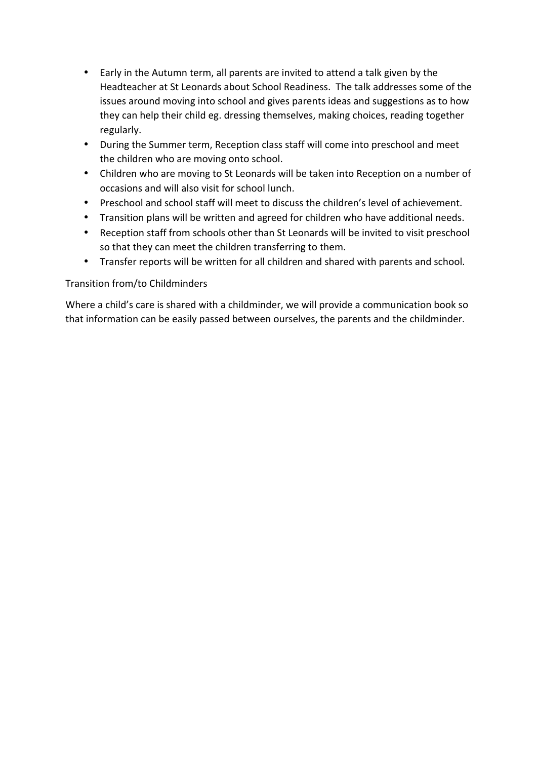- Early in the Autumn term, all parents are invited to attend a talk given by the Headteacher at St Leonards about School Readiness. The talk addresses some of the issues around moving into school and gives parents ideas and suggestions as to how they can help their child eg. dressing themselves, making choices, reading together regularly.
- During the Summer term, Reception class staff will come into preschool and meet the children who are moving onto school.
- Children who are moving to St Leonards will be taken into Reception on a number of occasions and will also visit for school lunch.
- Preschool and school staff will meet to discuss the children's level of achievement.
- Transition plans will be written and agreed for children who have additional needs.
- Reception staff from schools other than St Leonards will be invited to visit preschool so that they can meet the children transferring to them.
- Transfer reports will be written for all children and shared with parents and school.

Transition from/to Childminders

Where a child's care is shared with a childminder, we will provide a communication book so that information can be easily passed between ourselves, the parents and the childminder.